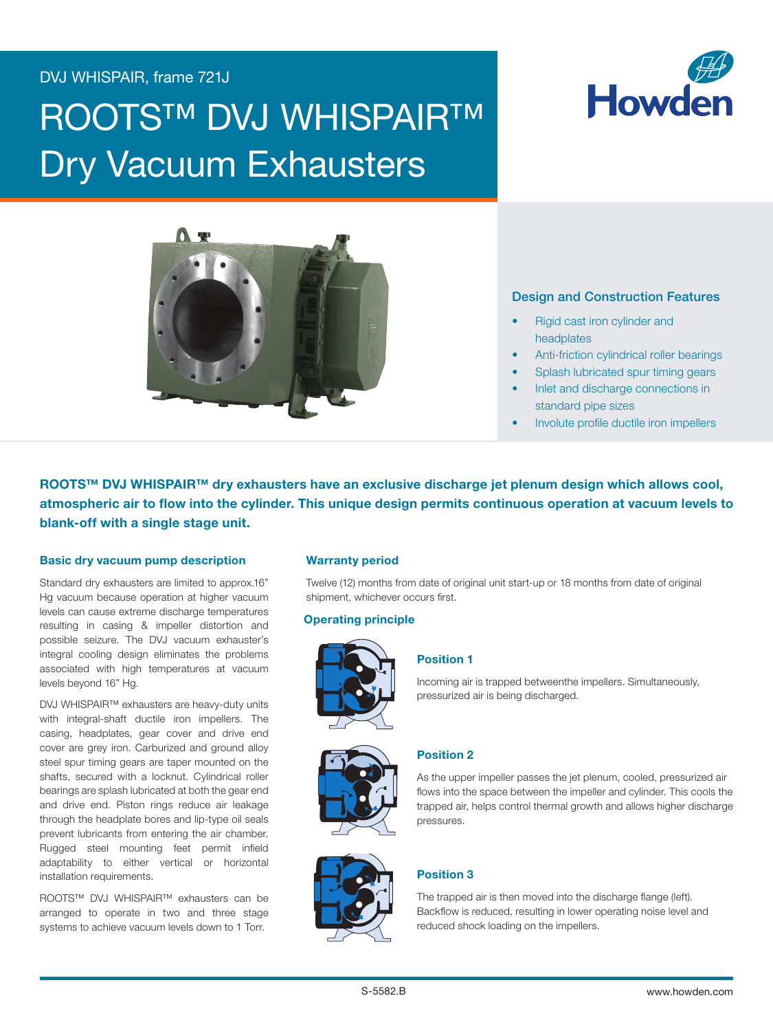DVJ WHISPAIR, frame 721J

# ROOTS™ DVJ WHISPAIR™ Dry Vacuum Exhausters

### Design and Construction Features

- Rigid cast iron cylinder and headplates
- Anti-friction cylindrical roller bearings
- Splash lubricated spur timing gears
- Inlet and discharge connections in standard pipe sizes
- Involute profile ductile iron impellers

**ROOTS™ DVJ WHISPAIR™ dry exhausters have an exclusive discharge jet plenum design which allows cool, atmospheric air to flow into the cylinder. This unique design permits continuous operation at vacuum levels to blank-off with a single stage unit.**

### Basic dry vacuum pump description

Standard dry exhausters are limited to approx.16" Hg vacuum because operation at higher vacuum levels can cause extreme discharge temperatures resulting in casing & impeller distortion and possible seizure. The DVJ vacuum exhauster's integral cooling design eliminates the problems associated with high temperatures at vacuum levels beyond 16" Hg.

DVJ WHISPAIR™ exhausters are heavy-duty units with integral-shaft ductile iron impellers. The casing, headplates, gear cover and drive end cover are grey iron. Carburized and ground alloy steel spur timing gears are taper mounted on the shafts, secured with a locknut. Cylindrical roller bearings are splash lubricated at both the gear end and drive end. Piston rings reduce air leakage through the headplate bores and lip-type oil seals prevent lubricants from entering the air chamber. Rugged steel mounting feet permit infield adaptability to either vertical or horizontal installation requirements.

ROOTS™ DVJ WHISPAIR™ exhausters can be arranged to operate in two and three stage systems to achieve vacuum levels down to 1 Torr.

### Warranty period

Twelve (12) months from date of original unit start-up or 18 months from date of original shipment, whichever occurs first.

### Operating principle

#### Position 1

Incoming air is trapped betweenthe impellers. Simultaneously, pressurized air is being discharged.

#### Position 2

As the upper impeller passes the jet plenum, cooled, pressurized air flows into the space between the impeller and cylinder. This cools the trapped air, helps control thermal growth and allows higher discharge pressures.

#### Position 3

The trapped air is then moved into the discharge flange (left). Backflow is reduced, resulting in lower operating noise level and reduced shock loading on the impellers.

S-5582.B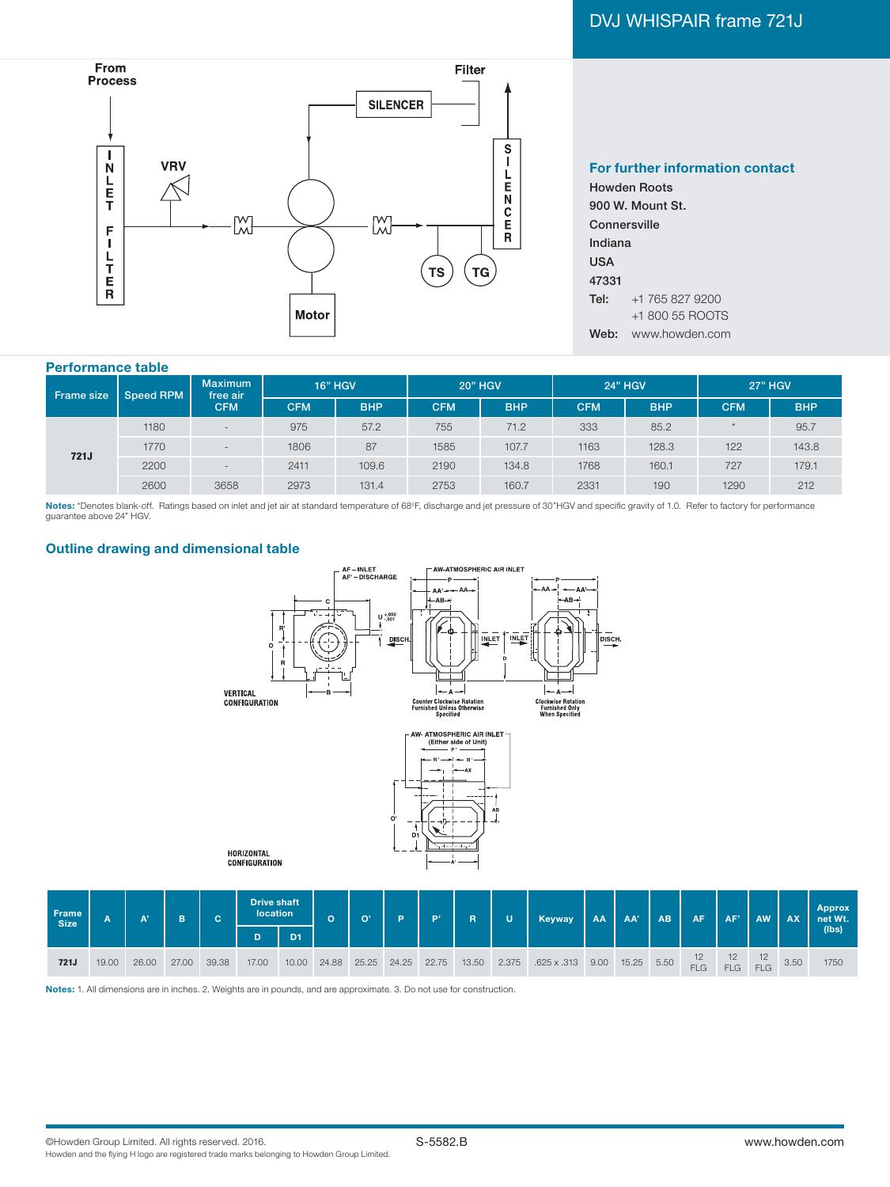# DVJ WHISPAIR frame 721J

From Process

Filter

SILENCER

VRV

INLET FILTER

SILENCER

TS

TG

Motor

**For further information contact**

Howden Roots
900 W. Mount St.
Connersville
Indiana
USA
47331

Tel: +1 765 827 9200
+1 800 55 ROOTS

Web: www.howden.com

## Performance table

| Frame size | Speed RPM | Maximum free air CFM | 16" HGV | | 20" HGV | | 24" HGV | | 27" HGV | |
|---|---|---|---|---|---|---|---|---|---|---|
| | | | CFM | BHP | CFM | BHP | CFM | BHP | CFM | BHP |
| 721J | 1180 | - | 975 | 57.2 | 755 | 71.2 | 333 | 85.2 | * | 95.7 |
| | 1770 | - | 1806 | 87 | 1585 | 107.7 | 1163 | 128.3 | 122 | 143.8 |
| | 2200 | - | 2411 | 109.6 | 2190 | 134.8 | 1768 | 160.1 | 727 | 179.1 |
| | 2600 | 3658 | 2973 | 131.4 | 2753 | 160.7 | 2331 | 190 | 1290 | 212 |

**Notes:** *Denotes blank-off. Ratings based on inlet and jet air at standard temperature of 68°F, discharge and jet pressure of 30"HGV and specific gravity of 1.0. Refer to factory for performance guarantee above 24" HGV.

## Outline drawing and dimensional table

AF – INLET
AF' – DISCHARGE

AW-ATMOSPHERIC AIR INLET

VERTICAL CONFIGURATION

Counter Clockwise Rotation Furnished Unless Otherwise Specified

Clockwise Rotation Furnished Only When Specified

AW- ATMOSPHERIC AIR INLET (Either side of Unit)

HORIZONTAL CONFIGURATION

| Frame Size | A | A' | B | C | Drive shaft location | | O | O' | P | P' | R | U | Keyway | AA | AA' | AB | AF | AF' | AW | AX | Approx net Wt. (lbs) |
|---|---|---|---|---|---|---|---|---|---|---|---|---|---|---|---|---|---|---|---|---|---|
| | | | | | D | D1 | | | | | | | | | | | | | | | |
| 721J | 19.00 | 26.00 | 27.00 | 39.38 | 17.00 | 10.00 | 24.88 | 25.25 | 24.25 | 22.75 | 13.50 | 2.375 | .625 x .313 | 9.00 | 15.25 | 5.50 | 12 FLG | 12 FLG | 12 FLG | 3.50 | 1750 |

**Notes:** 1. All dimensions are in inches. 2. Weights are in pounds, and are approximate. 3. Do not use for construction.

©Howden Group Limited. All rights reserved. 2016.
Howden and the flying H logo are registered trade marks belonging to Howden Group Limited.

S-5582.B

www.howden.com